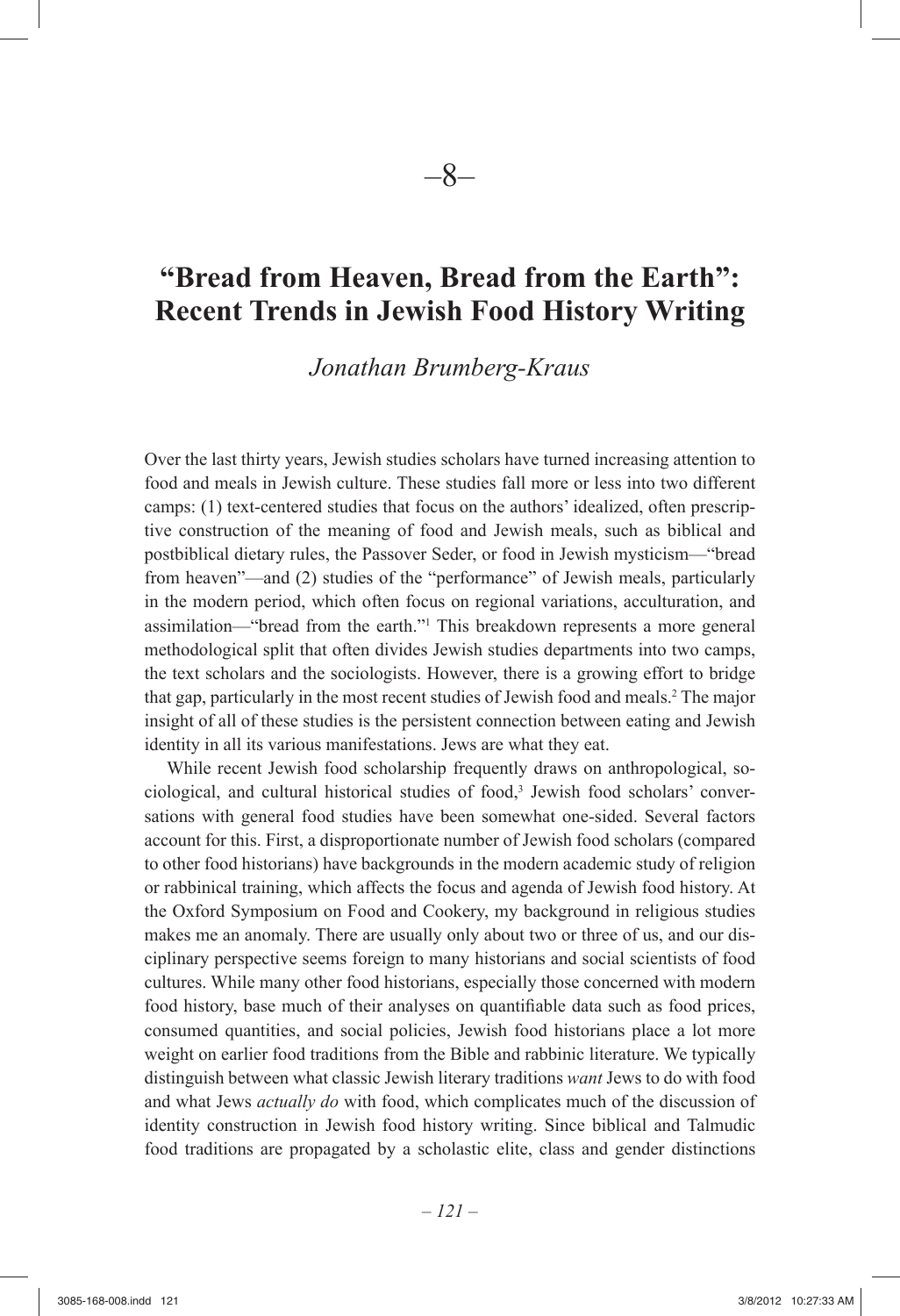–8–

# "Bread from Heaven, Bread from the Earth": Recent Trends in Jewish Food History Writing

*Jonathan Brumberg-Kraus*

Over the last thirty years, Jewish studies scholars have turned increasing attention to food and meals in Jewish culture. These studies fall more or less into two different camps: (1) text-centered studies that focus on the authors' idealized, often prescriptive construction of the meaning of food and Jewish meals, such as biblical and postbiblical dietary rules, the Passover Seder, or food in Jewish mysticism—"bread from heaven"—and (2) studies of the "performance" of Jewish meals, particularly in the modern period, which often focus on regional variations, acculturation, and assimilation—"bread from the earth."[1] This breakdown represents a more general methodological split that often divides Jewish studies departments into two camps, the text scholars and the sociologists. However, there is a growing effort to bridge that gap, particularly in the most recent studies of Jewish food and meals.[2] The major insight of all of these studies is the persistent connection between eating and Jewish identity in all its various manifestations. Jews are what they eat.

While recent Jewish food scholarship frequently draws on anthropological, sociological, and cultural historical studies of food,[3] Jewish food scholars' conversations with general food studies have been somewhat one-sided. Several factors account for this. First, a disproportionate number of Jewish food scholars (compared to other food historians) have backgrounds in the modern academic study of religion or rabbinical training, which affects the focus and agenda of Jewish food history. At the Oxford Symposium on Food and Cookery, my background in religious studies makes me an anomaly. There are usually only about two or three of us, and our disciplinary perspective seems foreign to many historians and social scientists of food cultures. While many other food historians, especially those concerned with modern food history, base much of their analyses on quantifiable data such as food prices, consumed quantities, and social policies, Jewish food historians place a lot more weight on earlier food traditions from the Bible and rabbinic literature. We typically distinguish between what classic Jewish literary traditions *want* Jews to do with food and what Jews *actually do* with food, which complicates much of the discussion of identity construction in Jewish food history writing. Since biblical and Talmudic food traditions are propagated by a scholastic elite, class and gender distinctions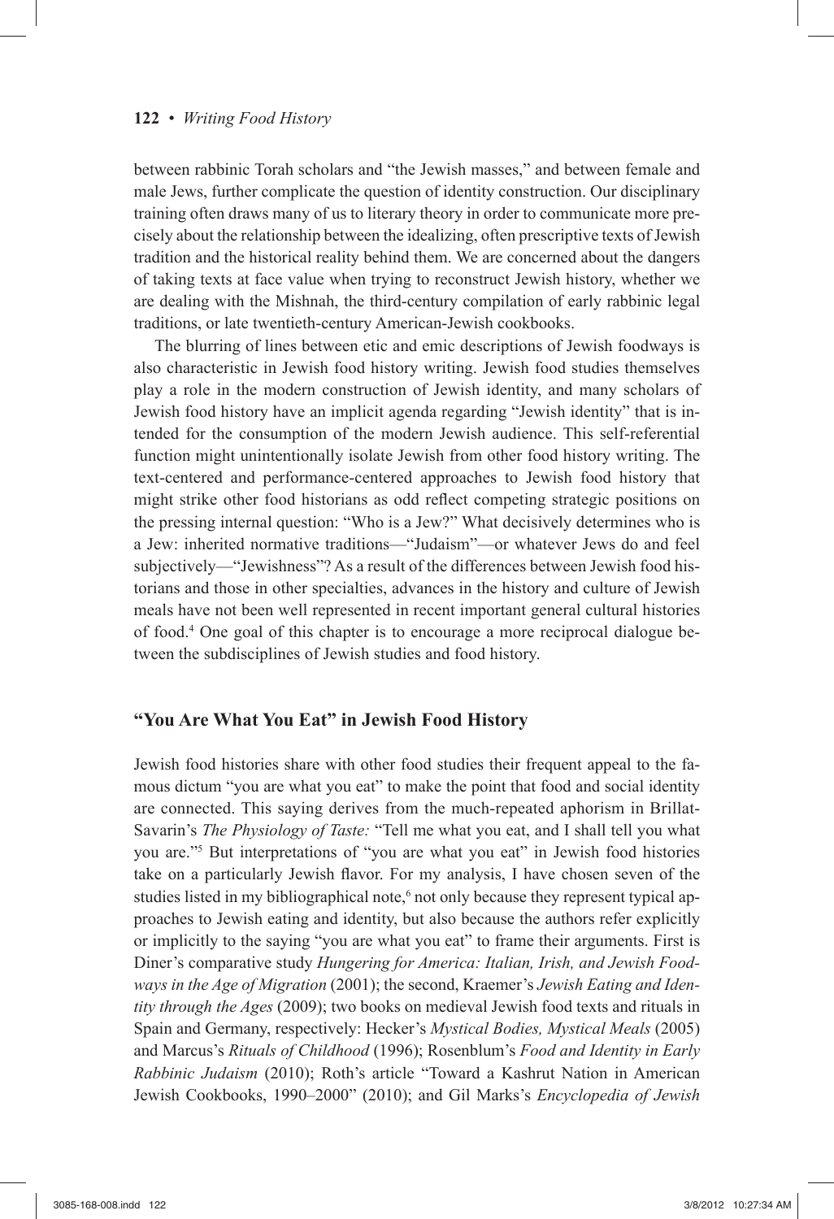between rabbinic Torah scholars and "the Jewish masses," and between female and male Jews, further complicate the question of identity construction. Our disciplinary training often draws many of us to literary theory in order to communicate more precisely about the relationship between the idealizing, often prescriptive texts of Jewish tradition and the historical reality behind them. We are concerned about the dangers of taking texts at face value when trying to reconstruct Jewish history, whether we are dealing with the Mishnah, the third-century compilation of early rabbinic legal traditions, or late twentieth-century American-Jewish cookbooks.

The blurring of lines between etic and emic descriptions of Jewish foodways is also characteristic in Jewish food history writing. Jewish food studies themselves play a role in the modern construction of Jewish identity, and many scholars of Jewish food history have an implicit agenda regarding "Jewish identity" that is intended for the consumption of the modern Jewish audience. This self-referential function might unintentionally isolate Jewish from other food history writing. The text-centered and performance-centered approaches to Jewish food history that might strike other food historians as odd reflect competing strategic positions on the pressing internal question: "Who is a Jew?" What decisively determines who is a Jew: inherited normative traditions—"Judaism"—or whatever Jews do and feel subjectively—"Jewishness"? As a result of the differences between Jewish food historians and those in other specialties, advances in the history and culture of Jewish meals have not been well represented in recent important general cultural histories of food.[4] One goal of this chapter is to encourage a more reciprocal dialogue between the subdisciplines of Jewish studies and food history.

## "You Are What You Eat" in Jewish Food History

Jewish food histories share with other food studies their frequent appeal to the famous dictum "you are what you eat" to make the point that food and social identity are connected. This saying derives from the much-repeated aphorism in Brillat-Savarin's *The Physiology of Taste:* "Tell me what you eat, and I shall tell you what you are."[5] But interpretations of "you are what you eat" in Jewish food histories take on a particularly Jewish flavor. For my analysis, I have chosen seven of the studies listed in my bibliographical note,[6] not only because they represent typical approaches to Jewish eating and identity, but also because the authors refer explicitly or implicitly to the saying "you are what you eat" to frame their arguments. First is Diner's comparative study *Hungering for America: Italian, Irish, and Jewish Foodways in the Age of Migration* (2001); the second, Kraemer's *Jewish Eating and Identity through the Ages* (2009); two books on medieval Jewish food texts and rituals in Spain and Germany, respectively: Hecker's *Mystical Bodies, Mystical Meals* (2005) and Marcus's *Rituals of Childhood* (1996); Rosenblum's *Food and Identity in Early Rabbinic Judaism* (2010); Roth's article "Toward a Kashrut Nation in American Jewish Cookbooks, 1990–2000" (2010); and Gil Marks's *Encyclopedia of Jewish*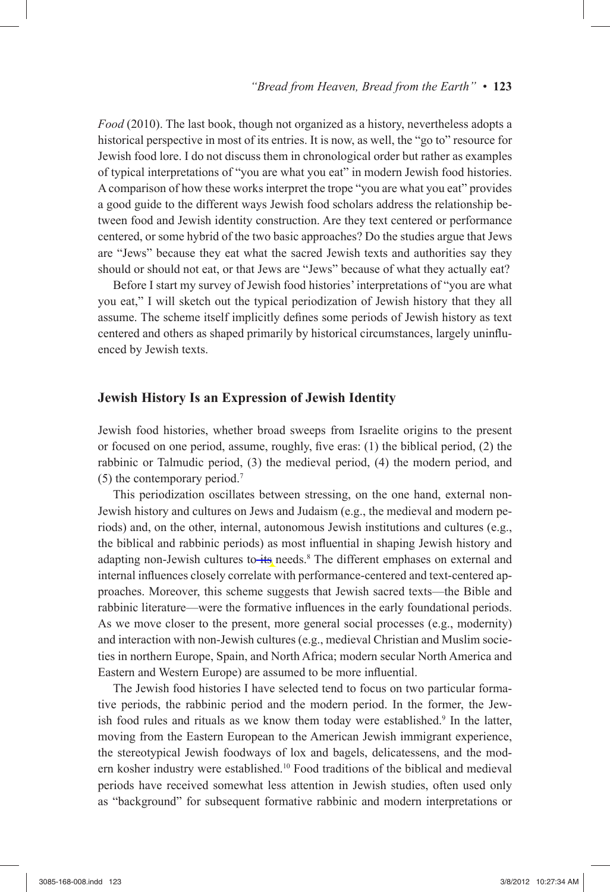*Food* (2010). The last book, though not organized as a history, nevertheless adopts a historical perspective in most of its entries. It is now, as well, the "go to" resource for Jewish food lore. I do not discuss them in chronological order but rather as examples of typical interpretations of "you are what you eat" in modern Jewish food histories. A comparison of how these works interpret the trope "you are what you eat" provides a good guide to the different ways Jewish food scholars address the relationship between food and Jewish identity construction. Are they text centered or performance centered, or some hybrid of the two basic approaches? Do the studies argue that Jews are "Jews" because they eat what the sacred Jewish texts and authorities say they should or should not eat, or that Jews are "Jews" because of what they actually eat?

Before I start my survey of Jewish food histories' interpretations of "you are what you eat," I will sketch out the typical periodization of Jewish history that they all assume. The scheme itself implicitly defines some periods of Jewish history as text centered and others as shaped primarily by historical circumstances, largely uninfluenced by Jewish texts.

## Jewish History Is an Expression of Jewish Identity

Jewish food histories, whether broad sweeps from Israelite origins to the present or focused on one period, assume, roughly, five eras: (1) the biblical period, (2) the rabbinic or Talmudic period, (3) the medieval period, (4) the modern period, and (5) the contemporary period.[7]

This periodization oscillates between stressing, on the one hand, external non-Jewish history and cultures on Jews and Judaism (e.g., the medieval and modern periods) and, on the other, internal, autonomous Jewish institutions and cultures (e.g., the biblical and rabbinic periods) as most influential in shaping Jewish history and adapting non-Jewish cultures to its needs.[8] The different emphases on external and internal influences closely correlate with performance-centered and text-centered approaches. Moreover, this scheme suggests that Jewish sacred texts—the Bible and rabbinic literature—were the formative influences in the early foundational periods. As we move closer to the present, more general social processes (e.g., modernity) and interaction with non-Jewish cultures (e.g., medieval Christian and Muslim societies in northern Europe, Spain, and North Africa; modern secular North America and Eastern and Western Europe) are assumed to be more influential.

The Jewish food histories I have selected tend to focus on two particular formative periods, the rabbinic period and the modern period. In the former, the Jewish food rules and rituals as we know them today were established.[9] In the latter, moving from the Eastern European to the American Jewish immigrant experience, the stereotypical Jewish foodways of lox and bagels, delicatessens, and the modern kosher industry were established.[10] Food traditions of the biblical and medieval periods have received somewhat less attention in Jewish studies, often used only as "background" for subsequent formative rabbinic and modern interpretations or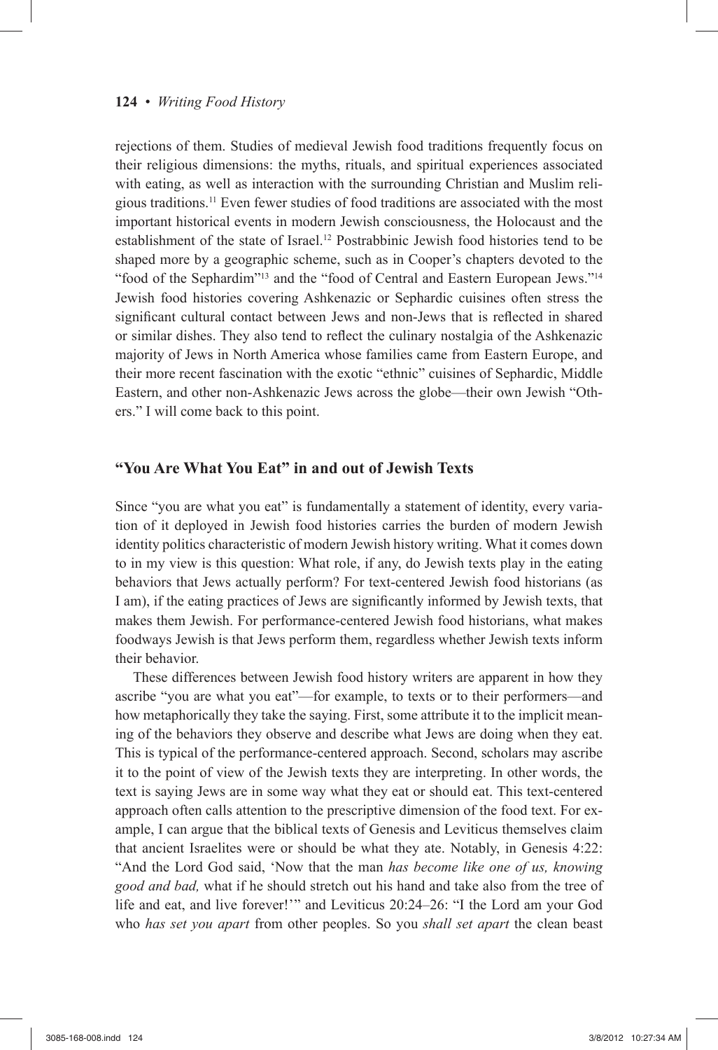rejections of them. Studies of medieval Jewish food traditions frequently focus on their religious dimensions: the myths, rituals, and spiritual experiences associated with eating, as well as interaction with the surrounding Christian and Muslim religious traditions.[11] Even fewer studies of food traditions are associated with the most important historical events in modern Jewish consciousness, the Holocaust and the establishment of the state of Israel.[12] Postrabbinic Jewish food histories tend to be shaped more by a geographic scheme, such as in Cooper's chapters devoted to the "food of the Sephardim"[13] and the "food of Central and Eastern European Jews."[14] Jewish food histories covering Ashkenazic or Sephardic cuisines often stress the significant cultural contact between Jews and non-Jews that is reflected in shared or similar dishes. They also tend to reflect the culinary nostalgia of the Ashkenazic majority of Jews in North America whose families came from Eastern Europe, and their more recent fascination with the exotic "ethnic" cuisines of Sephardic, Middle Eastern, and other non-Ashkenazic Jews across the globe—their own Jewish "Others." I will come back to this point.

## "You Are What You Eat" in and out of Jewish Texts

Since "you are what you eat" is fundamentally a statement of identity, every variation of it deployed in Jewish food histories carries the burden of modern Jewish identity politics characteristic of modern Jewish history writing. What it comes down to in my view is this question: What role, if any, do Jewish texts play in the eating behaviors that Jews actually perform? For text-centered Jewish food historians (as I am), if the eating practices of Jews are significantly informed by Jewish texts, that makes them Jewish. For performance-centered Jewish food historians, what makes foodways Jewish is that Jews perform them, regardless whether Jewish texts inform their behavior.

These differences between Jewish food history writers are apparent in how they ascribe "you are what you eat"—for example, to texts or to their performers—and how metaphorically they take the saying. First, some attribute it to the implicit meaning of the behaviors they observe and describe what Jews are doing when they eat. This is typical of the performance-centered approach. Second, scholars may ascribe it to the point of view of the Jewish texts they are interpreting. In other words, the text is saying Jews are in some way what they eat or should eat. This text-centered approach often calls attention to the prescriptive dimension of the food text. For example, I can argue that the biblical texts of Genesis and Leviticus themselves claim that ancient Israelites were or should be what they ate. Notably, in Genesis 4:22: "And the Lord God said, 'Now that the man *has become like one of us, knowing good and bad,* what if he should stretch out his hand and take also from the tree of life and eat, and live forever!'" and Leviticus 20:24–26: "I the Lord am your God who *has set you apart* from other peoples. So you *shall set apart* the clean beast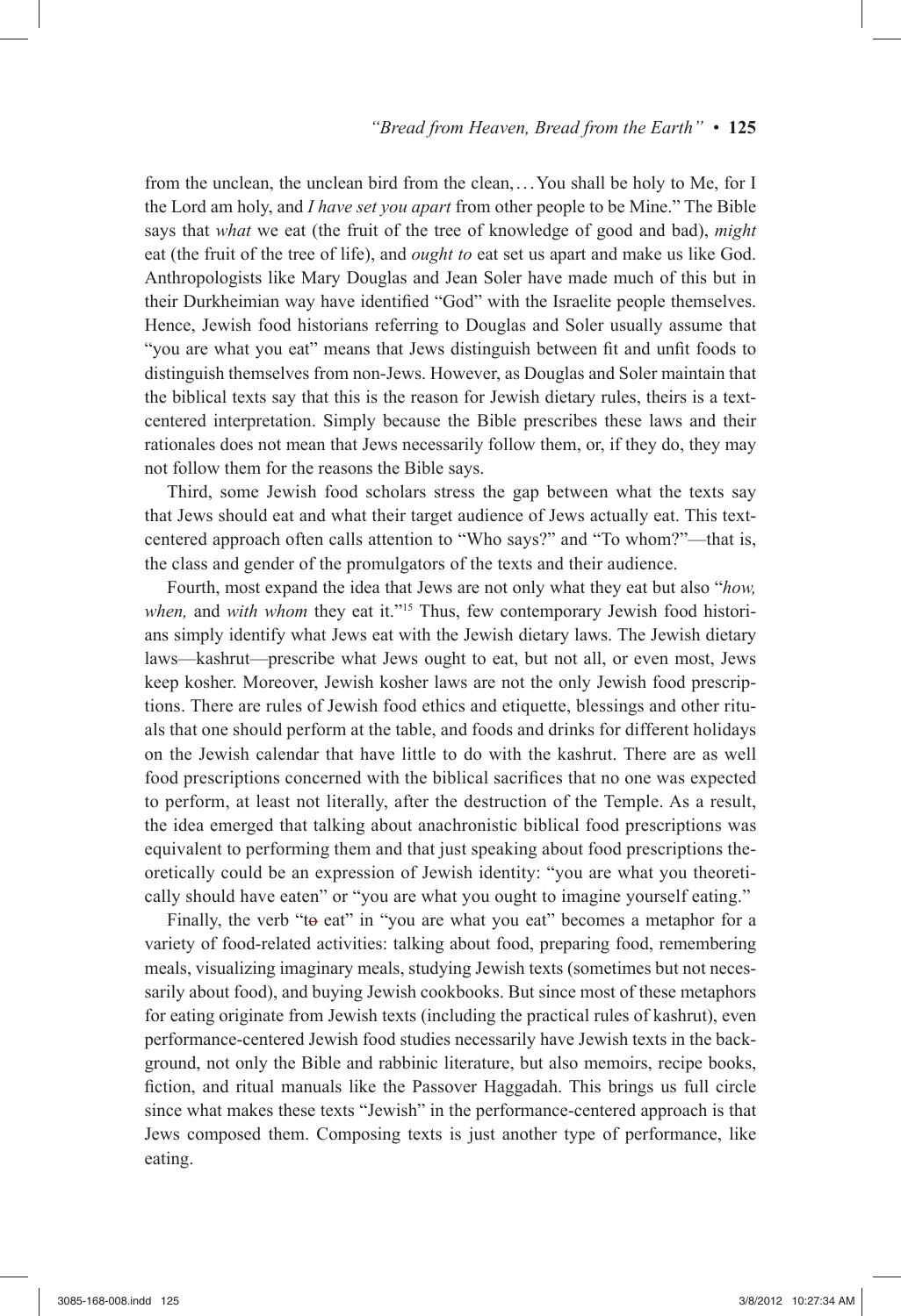from the unclean, the unclean bird from the clean, . . . You shall be holy to Me, for I the Lord am holy, and *I have set you apart* from other people to be Mine." The Bible says that *what* we eat (the fruit of the tree of knowledge of good and bad), *might* eat (the fruit of the tree of life), and *ought to* eat set us apart and make us like God. Anthropologists like Mary Douglas and Jean Soler have made much of this but in their Durkheimian way have identified "God" with the Israelite people themselves. Hence, Jewish food historians referring to Douglas and Soler usually assume that "you are what you eat" means that Jews distinguish between fit and unfit foods to distinguish themselves from non-Jews. However, as Douglas and Soler maintain that the biblical texts say that this is the reason for Jewish dietary rules, theirs is a text-centered interpretation. Simply because the Bible prescribes these laws and their rationales does not mean that Jews necessarily follow them, or, if they do, they may not follow them for the reasons the Bible says.

Third, some Jewish food scholars stress the gap between what the texts say that Jews should eat and what their target audience of Jews actually eat. This text-centered approach often calls attention to "Who says?" and "To whom?"—that is, the class and gender of the promulgators of the texts and their audience.

Fourth, most expand the idea that Jews are not only what they eat but also "*how, when,* and *with whom* they eat it."[15] Thus, few contemporary Jewish food historians simply identify what Jews eat with the Jewish dietary laws. The Jewish dietary laws—kashrut—prescribe what Jews ought to eat, but not all, or even most, Jews keep kosher. Moreover, Jewish kosher laws are not the only Jewish food prescriptions. There are rules of Jewish food ethics and etiquette, blessings and other rituals that one should perform at the table, and foods and drinks for different holidays on the Jewish calendar that have little to do with the kashrut. There are as well food prescriptions concerned with the biblical sacrifices that no one was expected to perform, at least not literally, after the destruction of the Temple. As a result, the idea emerged that talking about anachronistic biblical food prescriptions was equivalent to performing them and that just speaking about food prescriptions theoretically could be an expression of Jewish identity: "you are what you theoretically should have eaten" or "you are what you ought to imagine yourself eating."

Finally, the verb "to eat" in "you are what you eat" becomes a metaphor for a variety of food-related activities: talking about food, preparing food, remembering meals, visualizing imaginary meals, studying Jewish texts (sometimes but not necessarily about food), and buying Jewish cookbooks. But since most of these metaphors for eating originate from Jewish texts (including the practical rules of kashrut), even performance-centered Jewish food studies necessarily have Jewish texts in the background, not only the Bible and rabbinic literature, but also memoirs, recipe books, fiction, and ritual manuals like the Passover Haggadah. This brings us full circle since what makes these texts "Jewish" in the performance-centered approach is that Jews composed them. Composing texts is just another type of performance, like eating.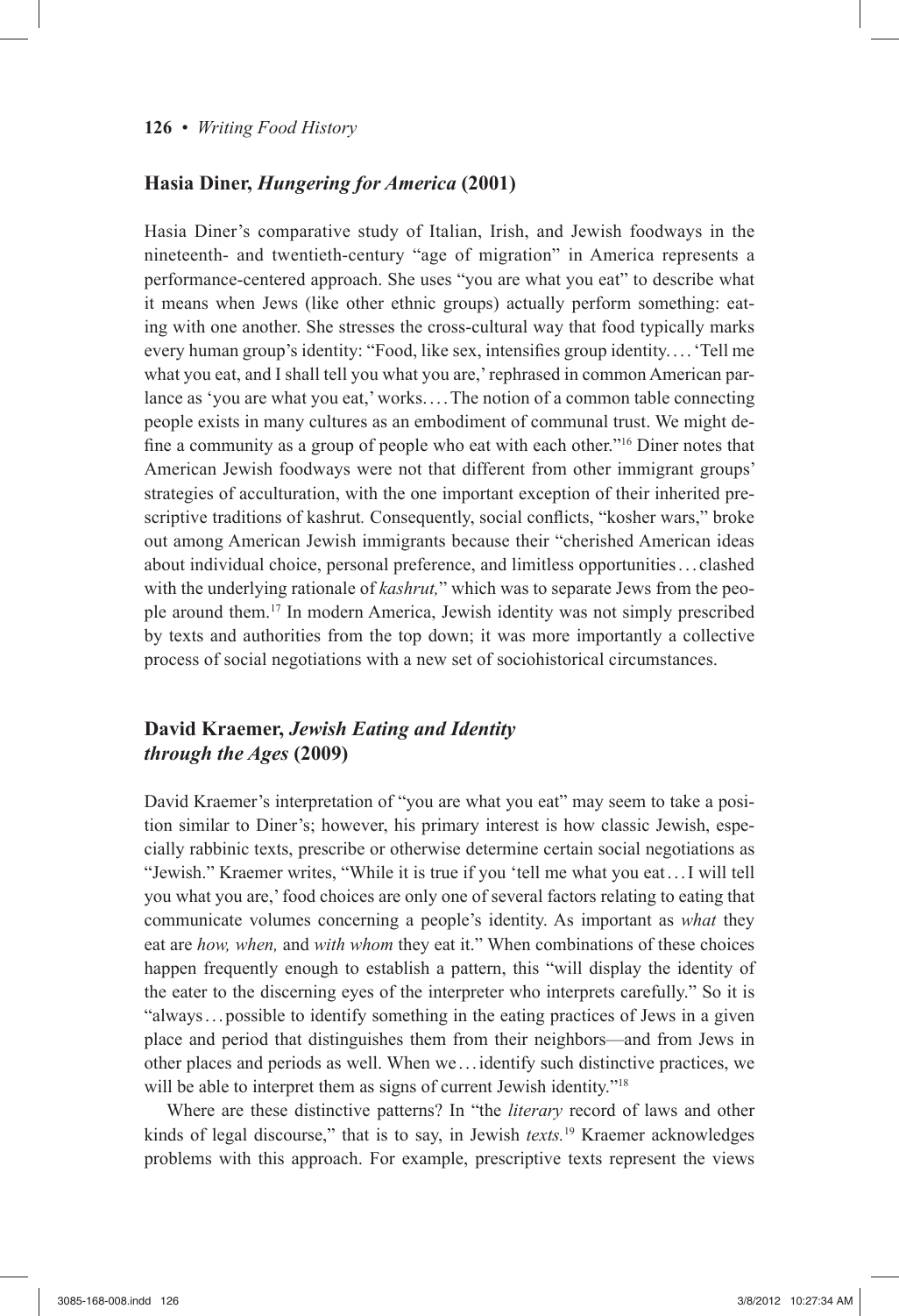## Hasia Diner, *Hungering for America* (2001)

Hasia Diner's comparative study of Italian, Irish, and Jewish foodways in the nineteenth- and twentieth-century "age of migration" in America represents a performance-centered approach. She uses "you are what you eat" to describe what it means when Jews (like other ethnic groups) actually perform something: eating with one another. She stresses the cross-cultural way that food typically marks every human group's identity: "Food, like sex, intensifies group identity. . . . 'Tell me what you eat, and I shall tell you what you are,' rephrased in common American parlance as 'you are what you eat,' works. . . . The notion of a common table connecting people exists in many cultures as an embodiment of communal trust. We might define a community as a group of people who eat with each other."[16] Diner notes that American Jewish foodways were not that different from other immigrant groups' strategies of acculturation, with the one important exception of their inherited prescriptive traditions of kashrut*.* Consequently, social conflicts, "kosher wars," broke out among American Jewish immigrants because their "cherished American ideas about individual choice, personal preference, and limitless opportunities . . . clashed with the underlying rationale of *kashrut,*" which was to separate Jews from the people around them.[17] In modern America, Jewish identity was not simply prescribed by texts and authorities from the top down; it was more importantly a collective process of social negotiations with a new set of sociohistorical circumstances.

## David Kraemer, *Jewish Eating and Identity through the Ages* (2009)

David Kraemer's interpretation of "you are what you eat" may seem to take a position similar to Diner's; however, his primary interest is how classic Jewish, especially rabbinic texts, prescribe or otherwise determine certain social negotiations as "Jewish." Kraemer writes, "While it is true if you 'tell me what you eat . . . I will tell you what you are,' food choices are only one of several factors relating to eating that communicate volumes concerning a people's identity. As important as *what* they eat are *how, when,* and *with whom* they eat it." When combinations of these choices happen frequently enough to establish a pattern, this "will display the identity of the eater to the discerning eyes of the interpreter who interprets carefully." So it is "always . . . possible to identify something in the eating practices of Jews in a given place and period that distinguishes them from their neighbors—and from Jews in other places and periods as well. When we . . . identify such distinctive practices, we will be able to interpret them as signs of current Jewish identity."[18]

Where are these distinctive patterns? In "the *literary* record of laws and other kinds of legal discourse," that is to say, in Jewish *texts.*[19] Kraemer acknowledges problems with this approach. For example, prescriptive texts represent the views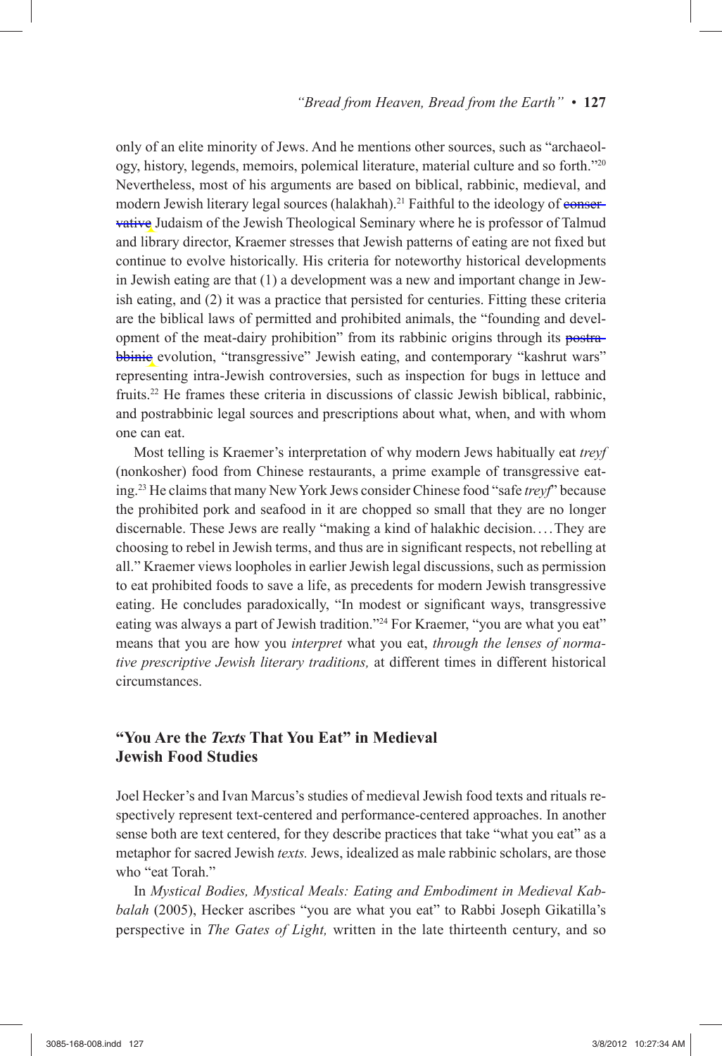only of an elite minority of Jews. And he mentions other sources, such as "archaeology, history, legends, memoirs, polemical literature, material culture and so forth."[20] Nevertheless, most of his arguments are based on biblical, rabbinic, medieval, and modern Jewish literary legal sources (halakhah).[21] Faithful to the ideology of conservative Judaism of the Jewish Theological Seminary where he is professor of Talmud and library director, Kraemer stresses that Jewish patterns of eating are not fixed but continue to evolve historically. His criteria for noteworthy historical developments in Jewish eating are that (1) a development was a new and important change in Jewish eating, and (2) it was a practice that persisted for centuries. Fitting these criteria are the biblical laws of permitted and prohibited animals, the "founding and development of the meat-dairy prohibition" from its rabbinic origins through its postrabbinic evolution, "transgressive" Jewish eating, and contemporary "kashrut wars" representing intra-Jewish controversies, such as inspection for bugs in lettuce and fruits.[22] He frames these criteria in discussions of classic Jewish biblical, rabbinic, and postrabbinic legal sources and prescriptions about what, when, and with whom one can eat.

Most telling is Kraemer's interpretation of why modern Jews habitually eat *treyf* (nonkosher) food from Chinese restaurants, a prime example of transgressive eating.[23] He claims that many New York Jews consider Chinese food "safe *treyf*" because the prohibited pork and seafood in it are chopped so small that they are no longer discernable. These Jews are really "making a kind of halakhic decision. . . . They are choosing to rebel in Jewish terms, and thus are in significant respects, not rebelling at all." Kraemer views loopholes in earlier Jewish legal discussions, such as permission to eat prohibited foods to save a life, as precedents for modern Jewish transgressive eating. He concludes paradoxically, "In modest or significant ways, transgressive eating was always a part of Jewish tradition."[24] For Kraemer, "you are what you eat" means that you are how you *interpret* what you eat, *through the lenses of normative prescriptive Jewish literary traditions,* at different times in different historical circumstances.

## "You Are the *Texts* That You Eat" in Medieval Jewish Food Studies

Joel Hecker's and Ivan Marcus's studies of medieval Jewish food texts and rituals respectively represent text-centered and performance-centered approaches. In another sense both are text centered, for they describe practices that take "what you eat" as a metaphor for sacred Jewish *texts.* Jews, idealized as male rabbinic scholars, are those who "eat Torah."

In *Mystical Bodies, Mystical Meals: Eating and Embodiment in Medieval Kabbalah* (2005), Hecker ascribes "you are what you eat" to Rabbi Joseph Gikatilla's perspective in *The Gates of Light,* written in the late thirteenth century, and so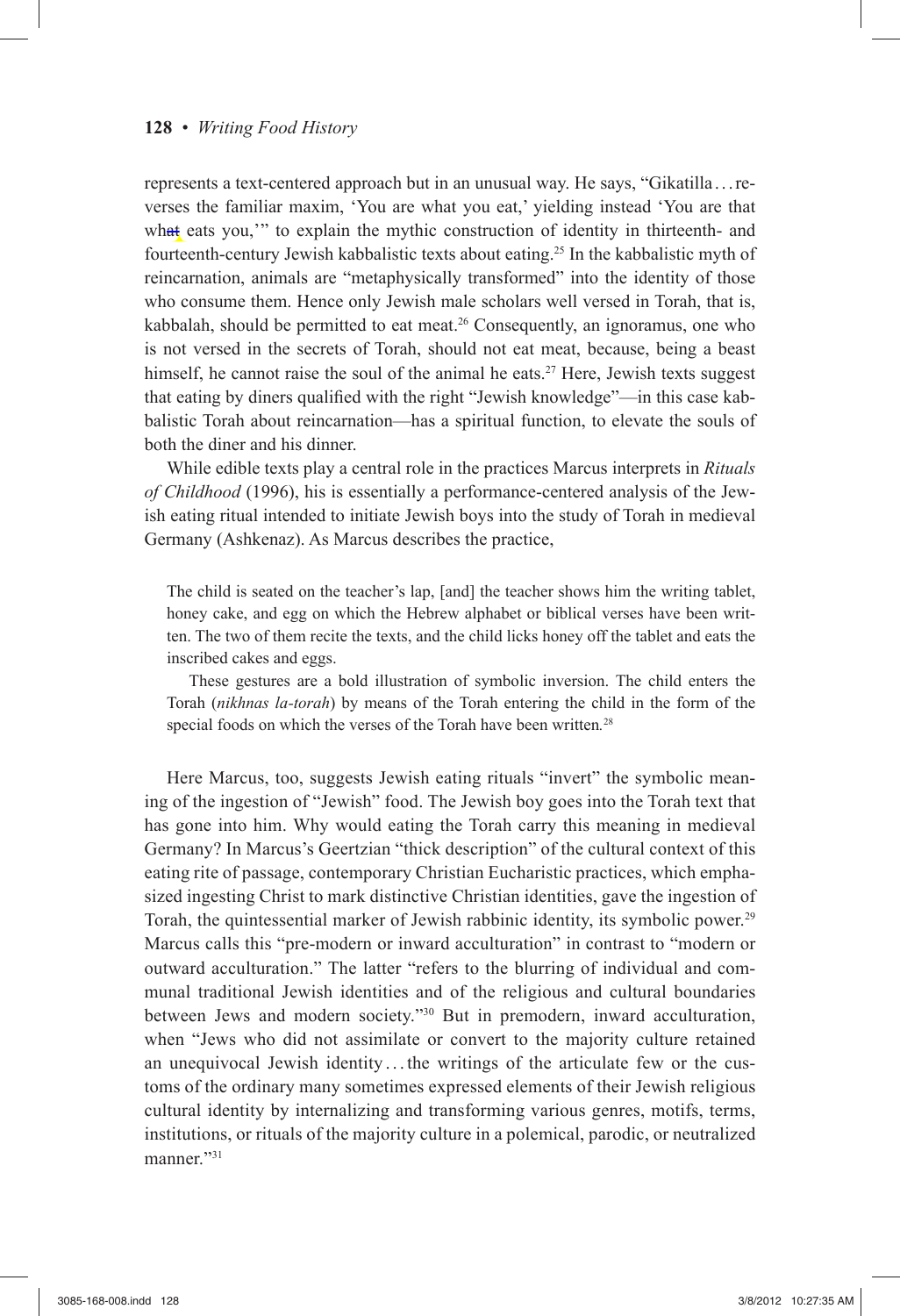represents a text-centered approach but in an unusual way. He says, "Gikatilla . . . reverses the familiar maxim, 'You are what you eat,' yielding instead 'You are that what eats you,'" to explain the mythic construction of identity in thirteenth- and fourteenth-century Jewish kabbalistic texts about eating.[25] In the kabbalistic myth of reincarnation, animals are "metaphysically transformed" into the identity of those who consume them. Hence only Jewish male scholars well versed in Torah, that is, kabbalah, should be permitted to eat meat.[26] Consequently, an ignoramus, one who is not versed in the secrets of Torah, should not eat meat, because, being a beast himself, he cannot raise the soul of the animal he eats.[27] Here, Jewish texts suggest that eating by diners qualified with the right "Jewish knowledge"—in this case kabbalistic Torah about reincarnation—has a spiritual function, to elevate the souls of both the diner and his dinner.

While edible texts play a central role in the practices Marcus interprets in *Rituals of Childhood* (1996), his is essentially a performance-centered analysis of the Jewish eating ritual intended to initiate Jewish boys into the study of Torah in medieval Germany (Ashkenaz). As Marcus describes the practice,

> The child is seated on the teacher's lap, [and] the teacher shows him the writing tablet, honey cake, and egg on which the Hebrew alphabet or biblical verses have been written. The two of them recite the texts, and the child licks honey off the tablet and eats the inscribed cakes and eggs.
>
> These gestures are a bold illustration of symbolic inversion. The child enters the Torah (*nikhnas la-torah*) by means of the Torah entering the child in the form of the special foods on which the verses of the Torah have been written.[28]

Here Marcus, too, suggests Jewish eating rituals "invert" the symbolic meaning of the ingestion of "Jewish" food. The Jewish boy goes into the Torah text that has gone into him. Why would eating the Torah carry this meaning in medieval Germany? In Marcus's Geertzian "thick description" of the cultural context of this eating rite of passage, contemporary Christian Eucharistic practices, which emphasized ingesting Christ to mark distinctive Christian identities, gave the ingestion of Torah, the quintessential marker of Jewish rabbinic identity, its symbolic power.[29] Marcus calls this "pre-modern or inward acculturation" in contrast to "modern or outward acculturation." The latter "refers to the blurring of individual and communal traditional Jewish identities and of the religious and cultural boundaries between Jews and modern society."[30] But in premodern, inward acculturation, when "Jews who did not assimilate or convert to the majority culture retained an unequivocal Jewish identity . . . the writings of the articulate few or the customs of the ordinary many sometimes expressed elements of their Jewish religious cultural identity by internalizing and transforming various genres, motifs, terms, institutions, or rituals of the majority culture in a polemical, parodic, or neutralized manner."[31]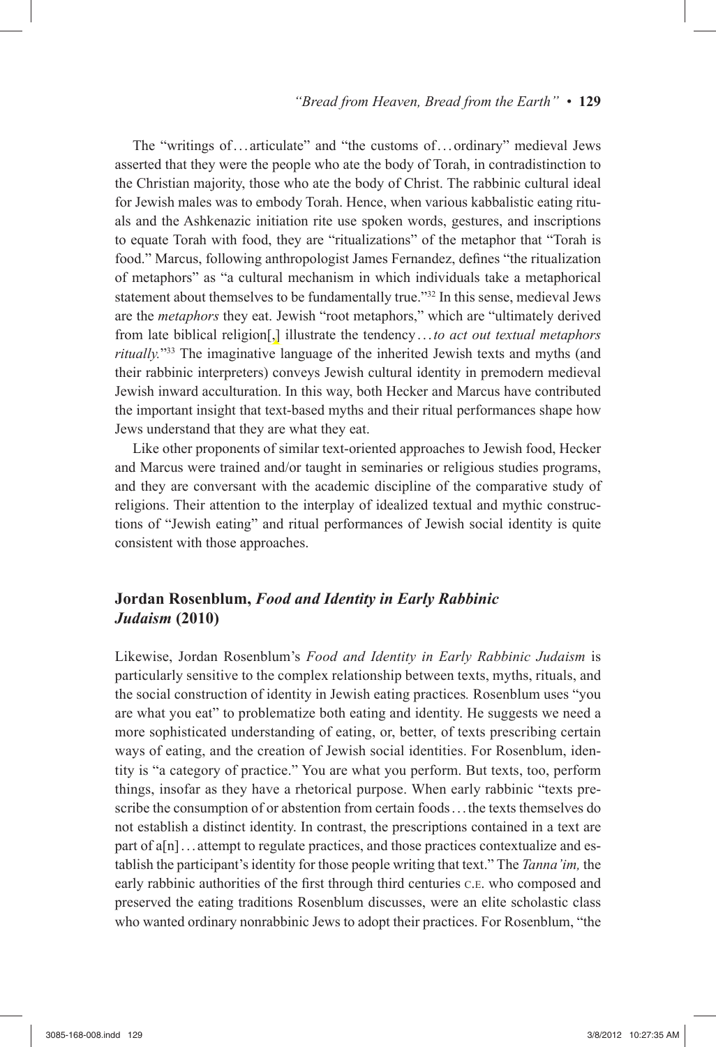The "writings of… articulate" and "the customs of… ordinary" medieval Jews asserted that they were the people who ate the body of Torah, in contradistinction to the Christian majority, those who ate the body of Christ. The rabbinic cultural ideal for Jewish males was to embody Torah. Hence, when various kabbalistic eating rituals and the Ashkenazic initiation rite use spoken words, gestures, and inscriptions to equate Torah with food, they are "ritualizations" of the metaphor that "Torah is food." Marcus, following anthropologist James Fernandez, defines "the ritualization of metaphors" as "a cultural mechanism in which individuals take a metaphorical statement about themselves to be fundamentally true."[32] In this sense, medieval Jews are the *metaphors* they eat. Jewish "root metaphors," which are "ultimately derived from late biblical religion[,] illustrate the tendency… *to act out textual metaphors ritually.*"[33] The imaginative language of the inherited Jewish texts and myths (and their rabbinic interpreters) conveys Jewish cultural identity in premodern medieval Jewish inward acculturation. In this way, both Hecker and Marcus have contributed the important insight that text-based myths and their ritual performances shape how Jews understand that they are what they eat.

Like other proponents of similar text-oriented approaches to Jewish food, Hecker and Marcus were trained and/or taught in seminaries or religious studies programs, and they are conversant with the academic discipline of the comparative study of religions. Their attention to the interplay of idealized textual and mythic constructions of "Jewish eating" and ritual performances of Jewish social identity is quite consistent with those approaches.

## Jordan Rosenblum, *Food and Identity in Early Rabbinic Judaism* (2010)

Likewise, Jordan Rosenblum's *Food and Identity in Early Rabbinic Judaism* is particularly sensitive to the complex relationship between texts, myths, rituals, and the social construction of identity in Jewish eating practices. Rosenblum uses "you are what you eat" to problematize both eating and identity. He suggests we need a more sophisticated understanding of eating, or, better, of texts prescribing certain ways of eating, and the creation of Jewish social identities. For Rosenblum, identity is "a category of practice." You are what you perform. But texts, too, perform things, insofar as they have a rhetorical purpose. When early rabbinic "texts prescribe the consumption of or abstention from certain foods… the texts themselves do not establish a distinct identity. In contrast, the prescriptions contained in a text are part of a[n]… attempt to regulate practices, and those practices contextualize and establish the participant's identity for those people writing that text." The *Tanna'im,* the early rabbinic authorities of the first through third centuries C.E. who composed and preserved the eating traditions Rosenblum discusses, were an elite scholastic class who wanted ordinary nonrabbinic Jews to adopt their practices. For Rosenblum, "the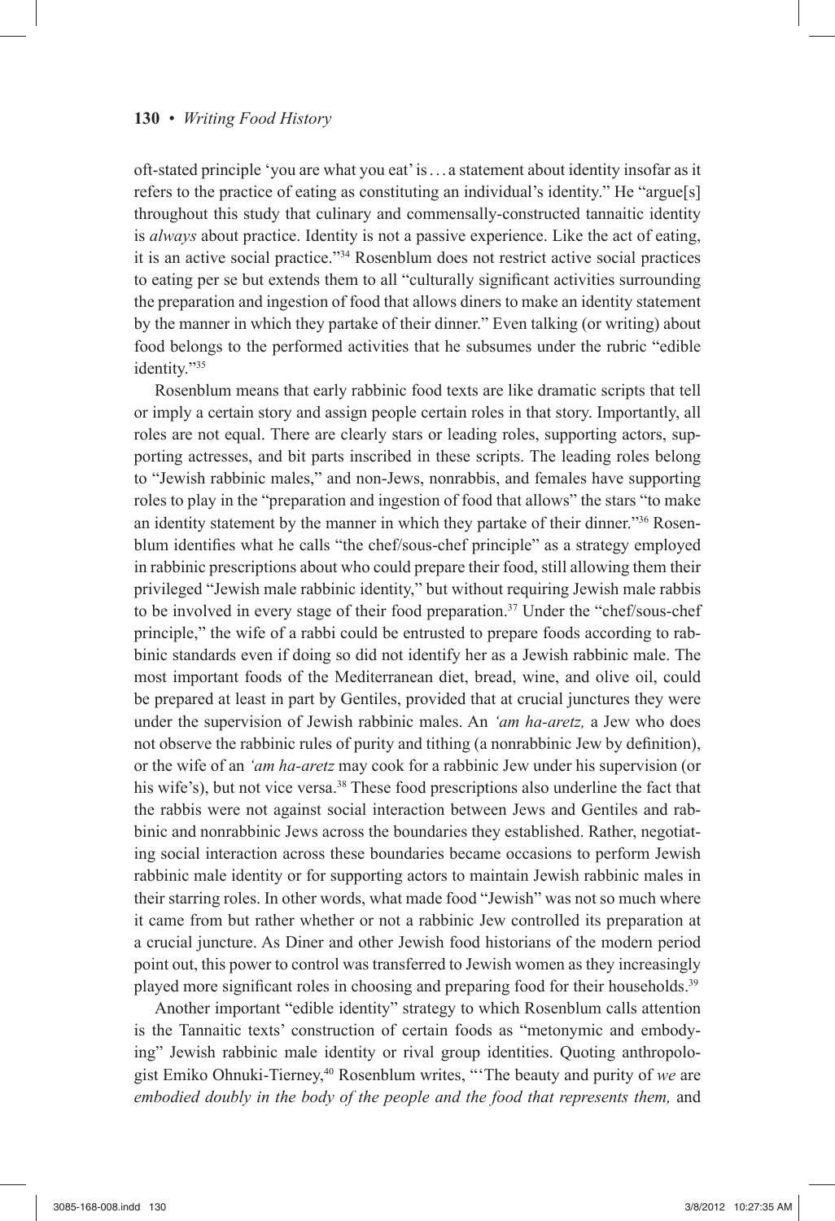oft-stated principle 'you are what you eat' is . . . a statement about identity insofar as it refers to the practice of eating as constituting an individual's identity." He "argue[s] throughout this study that culinary and commensally-constructed tannaitic identity is *always* about practice. Identity is not a passive experience. Like the act of eating, it is an active social practice."[34] Rosenblum does not restrict active social practices to eating per se but extends them to all "culturally significant activities surrounding the preparation and ingestion of food that allows diners to make an identity statement by the manner in which they partake of their dinner." Even talking (or writing) about food belongs to the performed activities that he subsumes under the rubric "edible identity."[35]

Rosenblum means that early rabbinic food texts are like dramatic scripts that tell or imply a certain story and assign people certain roles in that story. Importantly, all roles are not equal. There are clearly stars or leading roles, supporting actors, supporting actresses, and bit parts inscribed in these scripts. The leading roles belong to "Jewish rabbinic males," and non-Jews, nonrabbis, and females have supporting roles to play in the "preparation and ingestion of food that allows" the stars "to make an identity statement by the manner in which they partake of their dinner."[36] Rosenblum identifies what he calls "the chef/sous-chef principle" as a strategy employed in rabbinic prescriptions about who could prepare their food, still allowing them their privileged "Jewish male rabbinic identity," but without requiring Jewish male rabbis to be involved in every stage of their food preparation.[37] Under the "chef/sous-chef principle," the wife of a rabbi could be entrusted to prepare foods according to rabbinic standards even if doing so did not identify her as a Jewish rabbinic male. The most important foods of the Mediterranean diet, bread, wine, and olive oil, could be prepared at least in part by Gentiles, provided that at crucial junctures they were under the supervision of Jewish rabbinic males. An *'am ha-aretz,* a Jew who does not observe the rabbinic rules of purity and tithing (a nonrabbinic Jew by definition), or the wife of an *'am ha-aretz* may cook for a rabbinic Jew under his supervision (or his wife's), but not vice versa.[38] These food prescriptions also underline the fact that the rabbis were not against social interaction between Jews and Gentiles and rabbinic and nonrabbinic Jews across the boundaries they established. Rather, negotiating social interaction across these boundaries became occasions to perform Jewish rabbinic male identity or for supporting actors to maintain Jewish rabbinic males in their starring roles. In other words, what made food "Jewish" was not so much where it came from but rather whether or not a rabbinic Jew controlled its preparation at a crucial juncture. As Diner and other Jewish food historians of the modern period point out, this power to control was transferred to Jewish women as they increasingly played more significant roles in choosing and preparing food for their households.[39]

Another important "edible identity" strategy to which Rosenblum calls attention is the Tannaitic texts' construction of certain foods as "metonymic and embodying" Jewish rabbinic male identity or rival group identities. Quoting anthropologist Emiko Ohnuki-Tierney,[40] Rosenblum writes, "'The beauty and purity of *we* are *embodied doubly in the body of the people and the food that represents them,* and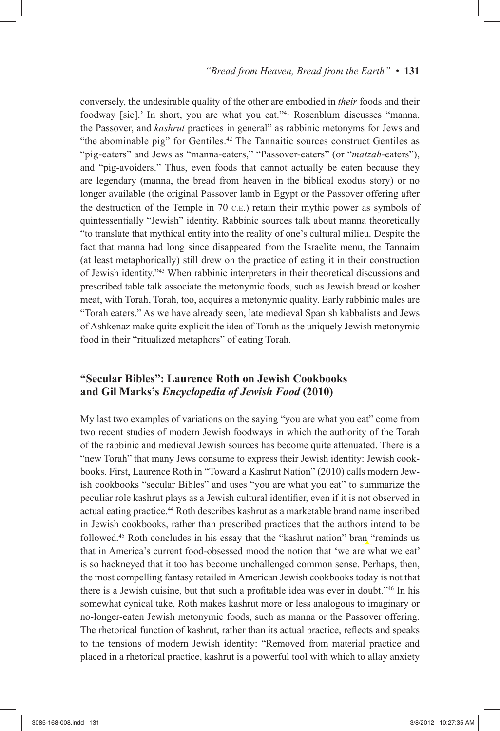conversely, the undesirable quality of the other are embodied in *their* foods and their foodway [sic].' In short, you are what you eat."[41] Rosenblum discusses "manna, the Passover, and *kashrut* practices in general" as rabbinic metonyms for Jews and "the abominable pig" for Gentiles.[42] The Tannaitic sources construct Gentiles as "pig-eaters" and Jews as "manna-eaters," "Passover-eaters" (or "*matzah*-eaters"), and "pig-avoiders." Thus, even foods that cannot actually be eaten because they are legendary (manna, the bread from heaven in the biblical exodus story) or no longer available (the original Passover lamb in Egypt or the Passover offering after the destruction of the Temple in 70 C.E.) retain their mythic power as symbols of quintessentially "Jewish" identity. Rabbinic sources talk about manna theoretically "to translate that mythical entity into the reality of one's cultural milieu. Despite the fact that manna had long since disappeared from the Israelite menu, the Tannaim (at least metaphorically) still drew on the practice of eating it in their construction of Jewish identity."[43] When rabbinic interpreters in their theoretical discussions and prescribed table talk associate the metonymic foods, such as Jewish bread or kosher meat, with Torah, Torah, too, acquires a metonymic quality. Early rabbinic males are "Torah eaters." As we have already seen, late medieval Spanish kabbalists and Jews of Ashkenaz make quite explicit the idea of Torah as the uniquely Jewish metonymic food in their "ritualized metaphors" of eating Torah.

## "Secular Bibles": Laurence Roth on Jewish Cookbooks and Gil Marks's *Encyclopedia of Jewish Food* (2010)

My last two examples of variations on the saying "you are what you eat" come from two recent studies of modern Jewish foodways in which the authority of the Torah of the rabbinic and medieval Jewish sources has become quite attenuated. There is a "new Torah" that many Jews consume to express their Jewish identity: Jewish cookbooks. First, Laurence Roth in "Toward a Kashrut Nation" (2010) calls modern Jewish cookbooks "secular Bibles" and uses "you are what you eat" to summarize the peculiar role kashrut plays as a Jewish cultural identifier, even if it is not observed in actual eating practice.[44] Roth describes kashrut as a marketable brand name inscribed in Jewish cookbooks, rather than prescribed practices that the authors intend to be followed.[45] Roth concludes in his essay that the "kashrut nation" bran "reminds us that in America's current food-obsessed mood the notion that 'we are what we eat' is so hackneyed that it too has become unchallenged common sense. Perhaps, then, the most compelling fantasy retailed in American Jewish cookbooks today is not that there is a Jewish cuisine, but that such a profitable idea was ever in doubt."[46] In his somewhat cynical take, Roth makes kashrut more or less analogous to imaginary or no-longer-eaten Jewish metonymic foods, such as manna or the Passover offering. The rhetorical function of kashrut, rather than its actual practice, reflects and speaks to the tensions of modern Jewish identity: "Removed from material practice and placed in a rhetorical practice, kashrut is a powerful tool with which to allay anxiety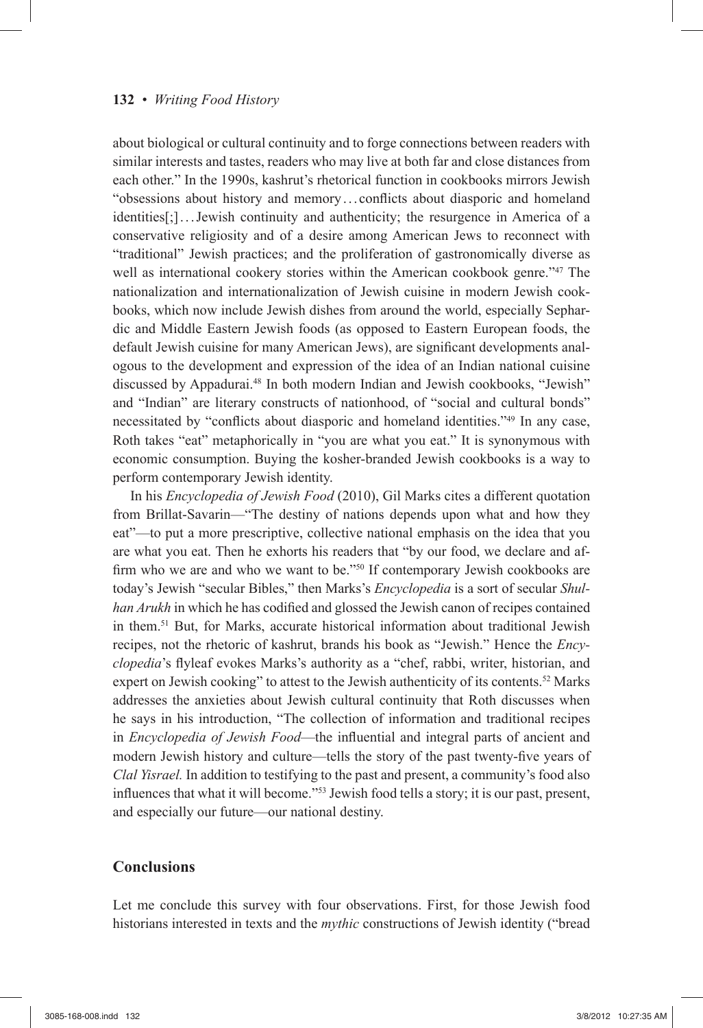about biological or cultural continuity and to forge connections between readers with similar interests and tastes, readers who may live at both far and close distances from each other." In the 1990s, kashrut's rhetorical function in cookbooks mirrors Jewish "obsessions about history and memory…conflicts about diasporic and homeland identities[;]…Jewish continuity and authenticity; the resurgence in America of a conservative religiosity and of a desire among American Jews to reconnect with "traditional" Jewish practices; and the proliferation of gastronomically diverse as well as international cookery stories within the American cookbook genre."[47] The nationalization and internationalization of Jewish cuisine in modern Jewish cookbooks, which now include Jewish dishes from around the world, especially Sephardic and Middle Eastern Jewish foods (as opposed to Eastern European foods, the default Jewish cuisine for many American Jews), are significant developments analogous to the development and expression of the idea of an Indian national cuisine discussed by Appadurai.[48] In both modern Indian and Jewish cookbooks, "Jewish" and "Indian" are literary constructs of nationhood, of "social and cultural bonds" necessitated by "conflicts about diasporic and homeland identities."[49] In any case, Roth takes "eat" metaphorically in "you are what you eat." It is synonymous with economic consumption. Buying the kosher-branded Jewish cookbooks is a way to perform contemporary Jewish identity.

In his *Encyclopedia of Jewish Food* (2010), Gil Marks cites a different quotation from Brillat-Savarin—"The destiny of nations depends upon what and how they eat"—to put a more prescriptive, collective national emphasis on the idea that you are what you eat. Then he exhorts his readers that "by our food, we declare and affirm who we are and who we want to be."[50] If contemporary Jewish cookbooks are today's Jewish "secular Bibles," then Marks's *Encyclopedia* is a sort of secular *Shulhan Arukh* in which he has codified and glossed the Jewish canon of recipes contained in them.[51] But, for Marks, accurate historical information about traditional Jewish recipes, not the rhetoric of kashrut, brands his book as "Jewish." Hence the *Encyclopedia*'s flyleaf evokes Marks's authority as a "chef, rabbi, writer, historian, and expert on Jewish cooking" to attest to the Jewish authenticity of its contents.[52] Marks addresses the anxieties about Jewish cultural continuity that Roth discusses when he says in his introduction, "The collection of information and traditional recipes in *Encyclopedia of Jewish Food*—the influential and integral parts of ancient and modern Jewish history and culture—tells the story of the past twenty-five years of *Clal Yisrael.* In addition to testifying to the past and present, a community's food also influences that what it will become."[53] Jewish food tells a story; it is our past, present, and especially our future—our national destiny.

## Conclusions

Let me conclude this survey with four observations. First, for those Jewish food historians interested in texts and the *mythic* constructions of Jewish identity ("bread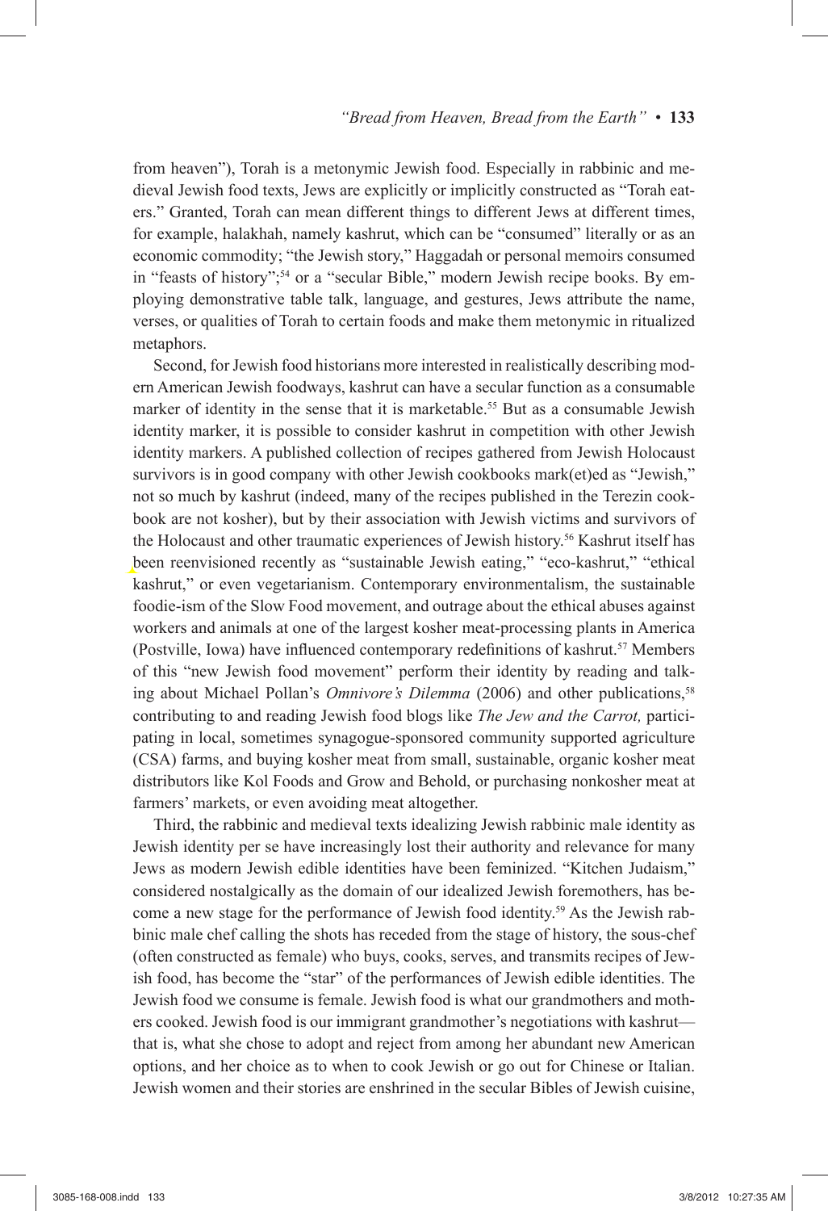from heaven"), Torah is a metonymic Jewish food. Especially in rabbinic and medieval Jewish food texts, Jews are explicitly or implicitly constructed as "Torah eaters." Granted, Torah can mean different things to different Jews at different times, for example, halakhah, namely kashrut, which can be "consumed" literally or as an economic commodity; "the Jewish story," Haggadah or personal memoirs consumed in "feasts of history";[54] or a "secular Bible," modern Jewish recipe books. By employing demonstrative table talk, language, and gestures, Jews attribute the name, verses, or qualities of Torah to certain foods and make them metonymic in ritualized metaphors.

Second, for Jewish food historians more interested in realistically describing modern American Jewish foodways, kashrut can have a secular function as a consumable marker of identity in the sense that it is marketable.[55] But as a consumable Jewish identity marker, it is possible to consider kashrut in competition with other Jewish identity markers. A published collection of recipes gathered from Jewish Holocaust survivors is in good company with other Jewish cookbooks mark(et)ed as "Jewish," not so much by kashrut (indeed, many of the recipes published in the Terezin cookbook are not kosher), but by their association with Jewish victims and survivors of the Holocaust and other traumatic experiences of Jewish history.[56] Kashrut itself has been reenvisioned recently as "sustainable Jewish eating," "eco-kashrut," "ethical kashrut," or even vegetarianism. Contemporary environmentalism, the sustainable foodie-ism of the Slow Food movement, and outrage about the ethical abuses against workers and animals at one of the largest kosher meat-processing plants in America (Postville, Iowa) have influenced contemporary redefinitions of kashrut.[57] Members of this "new Jewish food movement" perform their identity by reading and talking about Michael Pollan's *Omnivore's Dilemma* (2006) and other publications,[58] contributing to and reading Jewish food blogs like *The Jew and the Carrot,* participating in local, sometimes synagogue-sponsored community supported agriculture (CSA) farms, and buying kosher meat from small, sustainable, organic kosher meat distributors like Kol Foods and Grow and Behold, or purchasing nonkosher meat at farmers' markets, or even avoiding meat altogether.

Third, the rabbinic and medieval texts idealizing Jewish rabbinic male identity as Jewish identity per se have increasingly lost their authority and relevance for many Jews as modern Jewish edible identities have been feminized. "Kitchen Judaism," considered nostalgically as the domain of our idealized Jewish foremothers, has become a new stage for the performance of Jewish food identity.[59] As the Jewish rabbinic male chef calling the shots has receded from the stage of history, the sous-chef (often constructed as female) who buys, cooks, serves, and transmits recipes of Jewish food, has become the "star" of the performances of Jewish edible identities. The Jewish food we consume is female. Jewish food is what our grandmothers and mothers cooked. Jewish food is our immigrant grandmother's negotiations with kashrut—that is, what she chose to adopt and reject from among her abundant new American options, and her choice as to when to cook Jewish or go out for Chinese or Italian. Jewish women and their stories are enshrined in the secular Bibles of Jewish cuisine,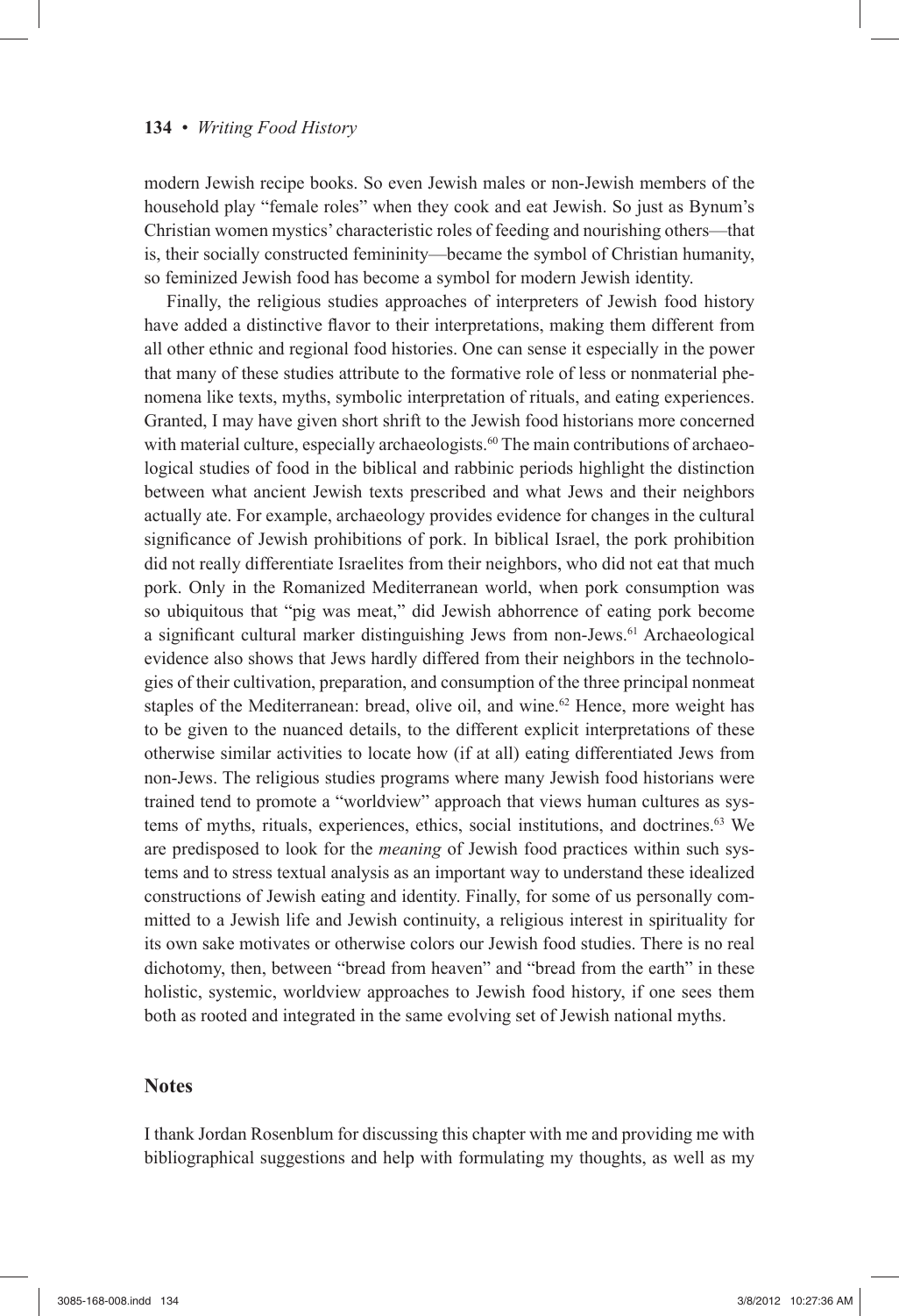modern Jewish recipe books. So even Jewish males or non-Jewish members of the household play "female roles" when they cook and eat Jewish. So just as Bynum's Christian women mystics' characteristic roles of feeding and nourishing others—that is, their socially constructed femininity—became the symbol of Christian humanity, so feminized Jewish food has become a symbol for modern Jewish identity.

Finally, the religious studies approaches of interpreters of Jewish food history have added a distinctive flavor to their interpretations, making them different from all other ethnic and regional food histories. One can sense it especially in the power that many of these studies attribute to the formative role of less or nonmaterial phenomena like texts, myths, symbolic interpretation of rituals, and eating experiences. Granted, I may have given short shrift to the Jewish food historians more concerned with material culture, especially archaeologists.[60] The main contributions of archaeological studies of food in the biblical and rabbinic periods highlight the distinction between what ancient Jewish texts prescribed and what Jews and their neighbors actually ate. For example, archaeology provides evidence for changes in the cultural significance of Jewish prohibitions of pork. In biblical Israel, the pork prohibition did not really differentiate Israelites from their neighbors, who did not eat that much pork. Only in the Romanized Mediterranean world, when pork consumption was so ubiquitous that "pig was meat," did Jewish abhorrence of eating pork become a significant cultural marker distinguishing Jews from non-Jews.[61] Archaeological evidence also shows that Jews hardly differed from their neighbors in the technologies of their cultivation, preparation, and consumption of the three principal nonmeat staples of the Mediterranean: bread, olive oil, and wine.[62] Hence, more weight has to be given to the nuanced details, to the different explicit interpretations of these otherwise similar activities to locate how (if at all) eating differentiated Jews from non-Jews. The religious studies programs where many Jewish food historians were trained tend to promote a "worldview" approach that views human cultures as systems of myths, rituals, experiences, ethics, social institutions, and doctrines.[63] We are predisposed to look for the *meaning* of Jewish food practices within such systems and to stress textual analysis as an important way to understand these idealized constructions of Jewish eating and identity. Finally, for some of us personally committed to a Jewish life and Jewish continuity, a religious interest in spirituality for its own sake motivates or otherwise colors our Jewish food studies. There is no real dichotomy, then, between "bread from heaven" and "bread from the earth" in these holistic, systemic, worldview approaches to Jewish food history, if one sees them both as rooted and integrated in the same evolving set of Jewish national myths.

## Notes

I thank Jordan Rosenblum for discussing this chapter with me and providing me with bibliographical suggestions and help with formulating my thoughts, as well as my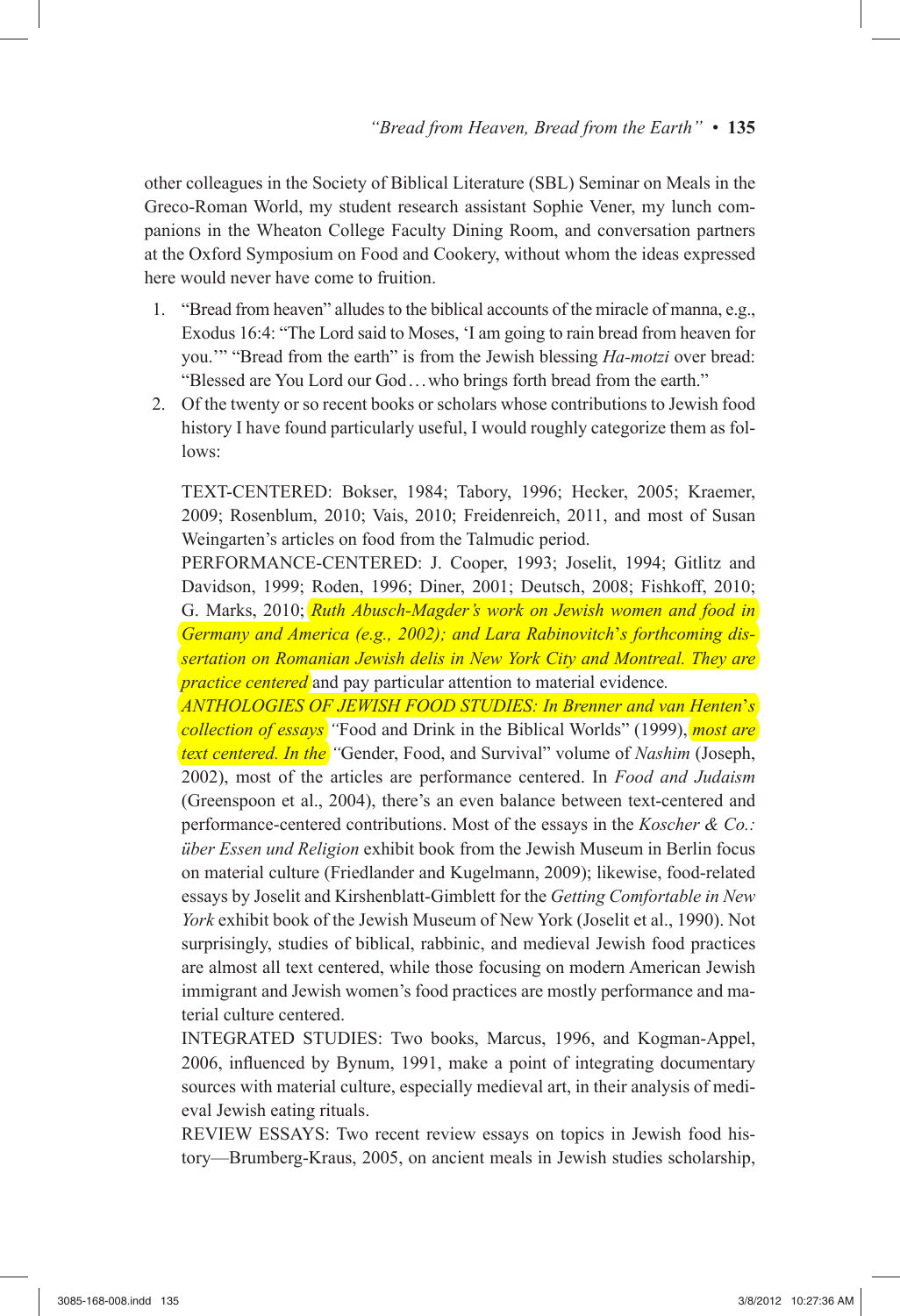other colleagues in the Society of Biblical Literature (SBL) Seminar on Meals in the Greco-Roman World, my student research assistant Sophie Vener, my lunch companions in the Wheaton College Faculty Dining Room, and conversation partners at the Oxford Symposium on Food and Cookery, without whom the ideas expressed here would never have come to fruition.

1. "Bread from heaven" alludes to the biblical accounts of the miracle of manna, e.g., Exodus 16:4: "The Lord said to Moses, 'I am going to rain bread from heaven for you.'" "Bread from the earth" is from the Jewish blessing *Ha-motzi* over bread: "Blessed are You Lord our God…who brings forth bread from the earth."
2. Of the twenty or so recent books or scholars whose contributions to Jewish food history I have found particularly useful, I would roughly categorize them as follows:

   TEXT-CENTERED: Bokser, 1984; Tabory, 1996; Hecker, 2005; Kraemer, 2009; Rosenblum, 2010; Vais, 2010; Freidenreich, 2011, and most of Susan Weingarten's articles on food from the Talmudic period.

   PERFORMANCE-CENTERED: J. Cooper, 1993; Joselit, 1994; Gitlitz and Davidson, 1999; Roden, 1996; Diner, 2001; Deutsch, 2008; Fishkoff, 2010; G. Marks, 2010; *Ruth Abusch-Magder's work on Jewish women and food in Germany and America (e.g., 2002); and Lara Rabinovitch's forthcoming dissertation on Romanian Jewish delis in New York City and Montreal. They are practice centered* and pay particular attention to material evidence.

   *ANTHOLOGIES OF JEWISH FOOD STUDIES: In Brenner and van Henten's collection of essays* "Food and Drink in the Biblical Worlds" (1999), *most are text centered. In the* "Gender, Food, and Survival" volume of *Nashim* (Joseph, 2002), most of the articles are performance centered. In *Food and Judaism* (Greenspoon et al., 2004), there's an even balance between text-centered and performance-centered contributions. Most of the essays in the *Koscher & Co.: über Essen und Religion* exhibit book from the Jewish Museum in Berlin focus on material culture (Friedlander and Kugelmann, 2009); likewise, food-related essays by Joselit and Kirshenblatt-Gimblett for the *Getting Comfortable in New York* exhibit book of the Jewish Museum of New York (Joselit et al., 1990). Not surprisingly, studies of biblical, rabbinic, and medieval Jewish food practices are almost all text centered, while those focusing on modern American Jewish immigrant and Jewish women's food practices are mostly performance and material culture centered.

   INTEGRATED STUDIES: Two books, Marcus, 1996, and Kogman-Appel, 2006, influenced by Bynum, 1991, make a point of integrating documentary sources with material culture, especially medieval art, in their analysis of medieval Jewish eating rituals.

   REVIEW ESSAYS: Two recent review essays on topics in Jewish food history—Brumberg-Kraus, 2005, on ancient meals in Jewish studies scholarship,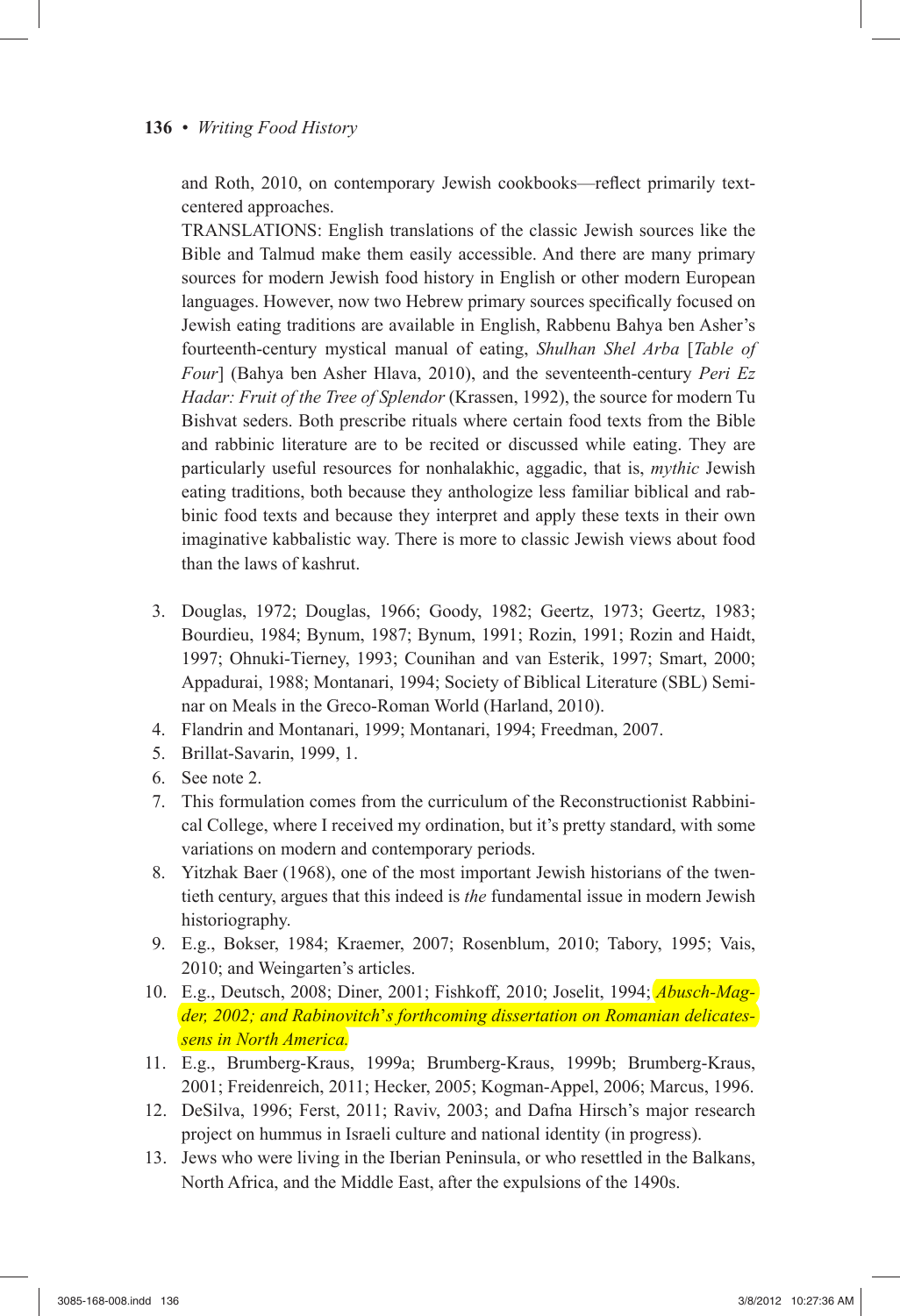and Roth, 2010, on contemporary Jewish cookbooks—reflect primarily text-centered approaches.

TRANSLATIONS: English translations of the classic Jewish sources like the Bible and Talmud make them easily accessible. And there are many primary sources for modern Jewish food history in English or other modern European languages. However, now two Hebrew primary sources specifically focused on Jewish eating traditions are available in English, Rabbenu Bahya ben Asher's fourteenth-century mystical manual of eating, *Shulhan Shel Arba* [*Table of Four*] (Bahya ben Asher Hlava, 2010), and the seventeenth-century *Peri Ez Hadar: Fruit of the Tree of Splendor* (Krassen, 1992), the source for modern Tu Bishvat seders. Both prescribe rituals where certain food texts from the Bible and rabbinic literature are to be recited or discussed while eating. They are particularly useful resources for nonhalakhic, aggadic, that is, *mythic* Jewish eating traditions, both because they anthologize less familiar biblical and rabbinic food texts and because they interpret and apply these texts in their own imaginative kabbalistic way. There is more to classic Jewish views about food than the laws of kashrut.

3. Douglas, 1972; Douglas, 1966; Goody, 1982; Geertz, 1973; Geertz, 1983; Bourdieu, 1984; Bynum, 1987; Bynum, 1991; Rozin, 1991; Rozin and Haidt, 1997; Ohnuki-Tierney, 1993; Counihan and van Esterik, 1997; Smart, 2000; Appadurai, 1988; Montanari, 1994; Society of Biblical Literature (SBL) Seminar on Meals in the Greco-Roman World (Harland, 2010).
4. Flandrin and Montanari, 1999; Montanari, 1994; Freedman, 2007.
5. Brillat-Savarin, 1999, 1.
6. See note 2.
7. This formulation comes from the curriculum of the Reconstructionist Rabbinical College, where I received my ordination, but it's pretty standard, with some variations on modern and contemporary periods.
8. Yitzhak Baer (1968), one of the most important Jewish historians of the twentieth century, argues that this indeed is *the* fundamental issue in modern Jewish historiography.
9. E.g., Bokser, 1984; Kraemer, 2007; Rosenblum, 2010; Tabory, 1995; Vais, 2010; and Weingarten's articles.
10. E.g., Deutsch, 2008; Diner, 2001; Fishkoff, 2010; Joselit, 1994; *Abusch-Magder, 2002; and Rabinovitch's forthcoming dissertation on Romanian delicatessens in North America.*
11. E.g., Brumberg-Kraus, 1999a; Brumberg-Kraus, 1999b; Brumberg-Kraus, 2001; Freidenreich, 2011; Hecker, 2005; Kogman-Appel, 2006; Marcus, 1996.
12. DeSilva, 1996; Ferst, 2011; Raviv, 2003; and Dafna Hirsch's major research project on hummus in Israeli culture and national identity (in progress).
13. Jews who were living in the Iberian Peninsula, or who resettled in the Balkans, North Africa, and the Middle East, after the expulsions of the 1490s.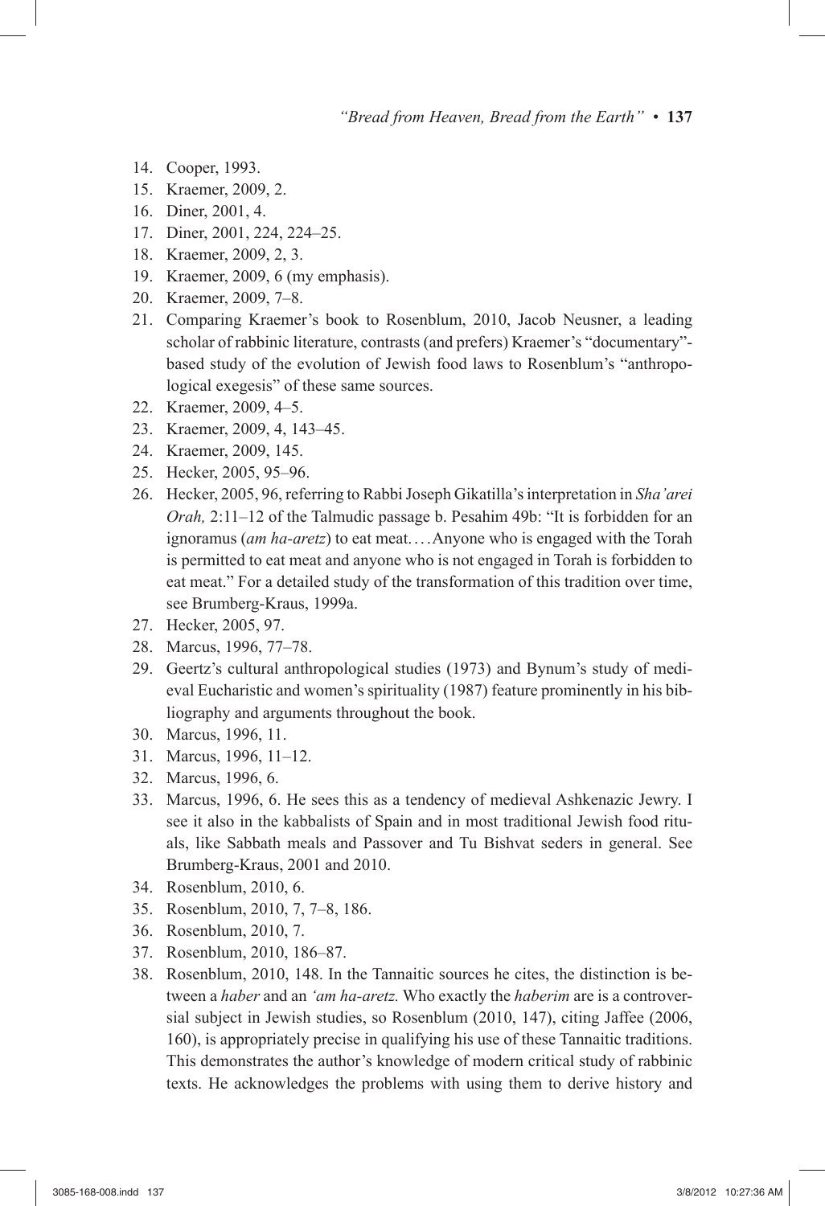14. Cooper, 1993.
15. Kraemer, 2009, 2.
16. Diner, 2001, 4.
17. Diner, 2001, 224, 224–25.
18. Kraemer, 2009, 2, 3.
19. Kraemer, 2009, 6 (my emphasis).
20. Kraemer, 2009, 7–8.
21. Comparing Kraemer's book to Rosenblum, 2010, Jacob Neusner, a leading scholar of rabbinic literature, contrasts (and prefers) Kraemer's "documentary"-based study of the evolution of Jewish food laws to Rosenblum's "anthropological exegesis" of these same sources.
22. Kraemer, 2009, 4–5.
23. Kraemer, 2009, 4, 143–45.
24. Kraemer, 2009, 145.
25. Hecker, 2005, 95–96.
26. Hecker, 2005, 96, referring to Rabbi Joseph Gikatilla's interpretation in *Sha'arei Orah,* 2:11–12 of the Talmudic passage b. Pesahim 49b: "It is forbidden for an ignoramus (*am ha-aretz*) to eat meat.…Anyone who is engaged with the Torah is permitted to eat meat and anyone who is not engaged in Torah is forbidden to eat meat." For a detailed study of the transformation of this tradition over time, see Brumberg-Kraus, 1999a.
27. Hecker, 2005, 97.
28. Marcus, 1996, 77–78.
29. Geertz's cultural anthropological studies (1973) and Bynum's study of medieval Eucharistic and women's spirituality (1987) feature prominently in his bibliography and arguments throughout the book.
30. Marcus, 1996, 11.
31. Marcus, 1996, 11–12.
32. Marcus, 1996, 6.
33. Marcus, 1996, 6. He sees this as a tendency of medieval Ashkenazic Jewry. I see it also in the kabbalists of Spain and in most traditional Jewish food rituals, like Sabbath meals and Passover and Tu Bishvat seders in general. See Brumberg-Kraus, 2001 and 2010.
34. Rosenblum, 2010, 6.
35. Rosenblum, 2010, 7, 7–8, 186.
36. Rosenblum, 2010, 7.
37. Rosenblum, 2010, 186–87.
38. Rosenblum, 2010, 148. In the Tannaitic sources he cites, the distinction is between a *haber* and an *'am ha-aretz.* Who exactly the *haberim* are is a controversial subject in Jewish studies, so Rosenblum (2010, 147), citing Jaffee (2006, 160), is appropriately precise in qualifying his use of these Tannaitic traditions. This demonstrates the author's knowledge of modern critical study of rabbinic texts. He acknowledges the problems with using them to derive history and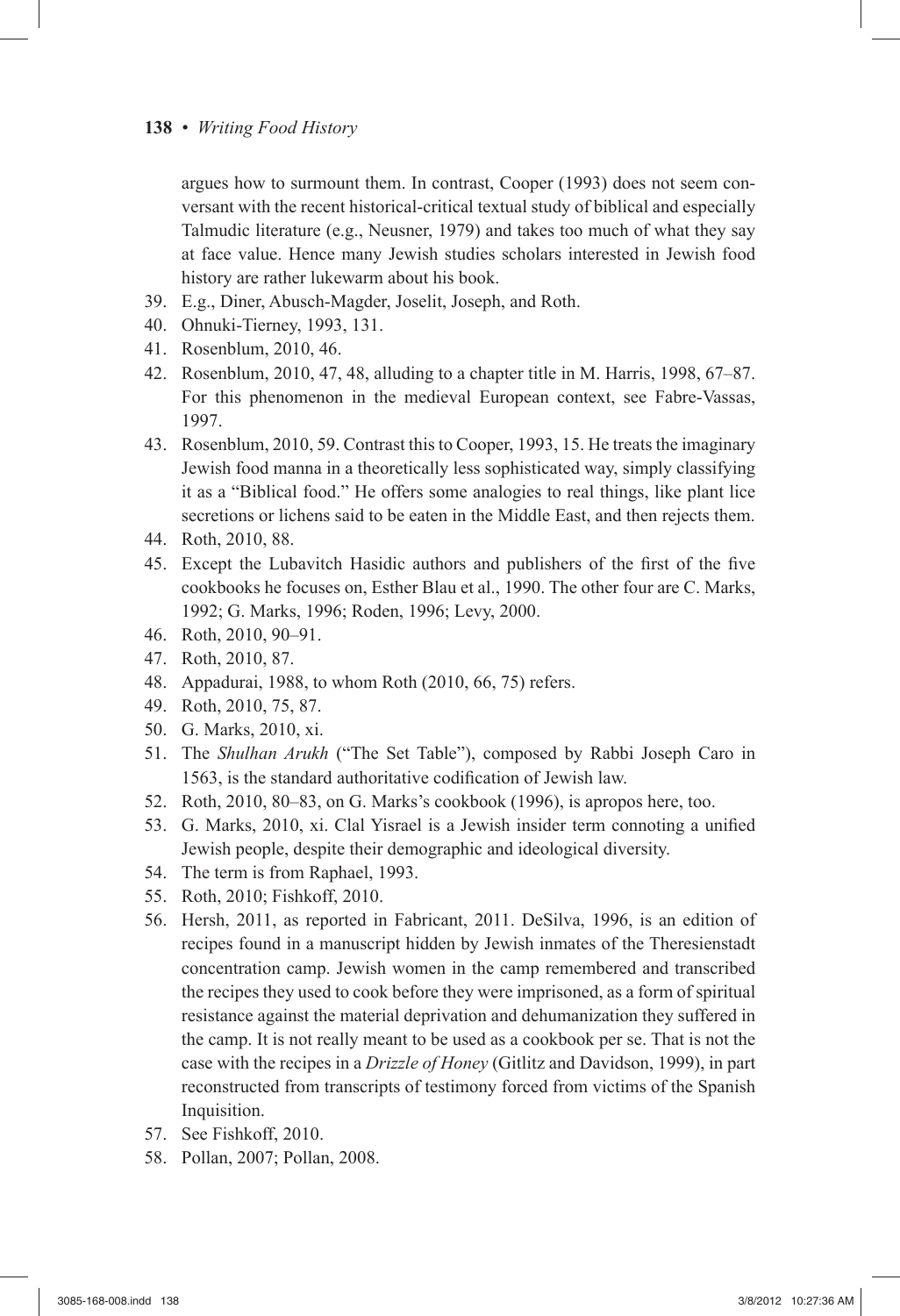argues how to surmount them. In contrast, Cooper (1993) does not seem conversant with the recent historical-critical textual study of biblical and especially Talmudic literature (e.g., Neusner, 1979) and takes too much of what they say at face value. Hence many Jewish studies scholars interested in Jewish food history are rather lukewarm about his book.

39. E.g., Diner, Abusch-Magder, Joselit, Joseph, and Roth.
40. Ohnuki-Tierney, 1993, 131.
41. Rosenblum, 2010, 46.
42. Rosenblum, 2010, 47, 48, alluding to a chapter title in M. Harris, 1998, 67–87. For this phenomenon in the medieval European context, see Fabre-Vassas, 1997.
43. Rosenblum, 2010, 59. Contrast this to Cooper, 1993, 15. He treats the imaginary Jewish food manna in a theoretically less sophisticated way, simply classifying it as a "Biblical food." He offers some analogies to real things, like plant lice secretions or lichens said to be eaten in the Middle East, and then rejects them.
44. Roth, 2010, 88.
45. Except the Lubavitch Hasidic authors and publishers of the first of the five cookbooks he focuses on, Esther Blau et al., 1990. The other four are C. Marks, 1992; G. Marks, 1996; Roden, 1996; Levy, 2000.
46. Roth, 2010, 90–91.
47. Roth, 2010, 87.
48. Appadurai, 1988, to whom Roth (2010, 66, 75) refers.
49. Roth, 2010, 75, 87.
50. G. Marks, 2010, xi.
51. The *Shulhan Arukh* ("The Set Table"), composed by Rabbi Joseph Caro in 1563, is the standard authoritative codification of Jewish law.
52. Roth, 2010, 80–83, on G. Marks's cookbook (1996), is apropos here, too.
53. G. Marks, 2010, xi. Clal Yisrael is a Jewish insider term connoting a unified Jewish people, despite their demographic and ideological diversity.
54. The term is from Raphael, 1993.
55. Roth, 2010; Fishkoff, 2010.
56. Hersh, 2011, as reported in Fabricant, 2011. DeSilva, 1996, is an edition of recipes found in a manuscript hidden by Jewish inmates of the Theresienstadt concentration camp. Jewish women in the camp remembered and transcribed the recipes they used to cook before they were imprisoned, as a form of spiritual resistance against the material deprivation and dehumanization they suffered in the camp. It is not really meant to be used as a cookbook per se. That is not the case with the recipes in a *Drizzle of Honey* (Gitlitz and Davidson, 1999), in part reconstructed from transcripts of testimony forced from victims of the Spanish Inquisition.
57. See Fishkoff, 2010.
58. Pollan, 2007; Pollan, 2008.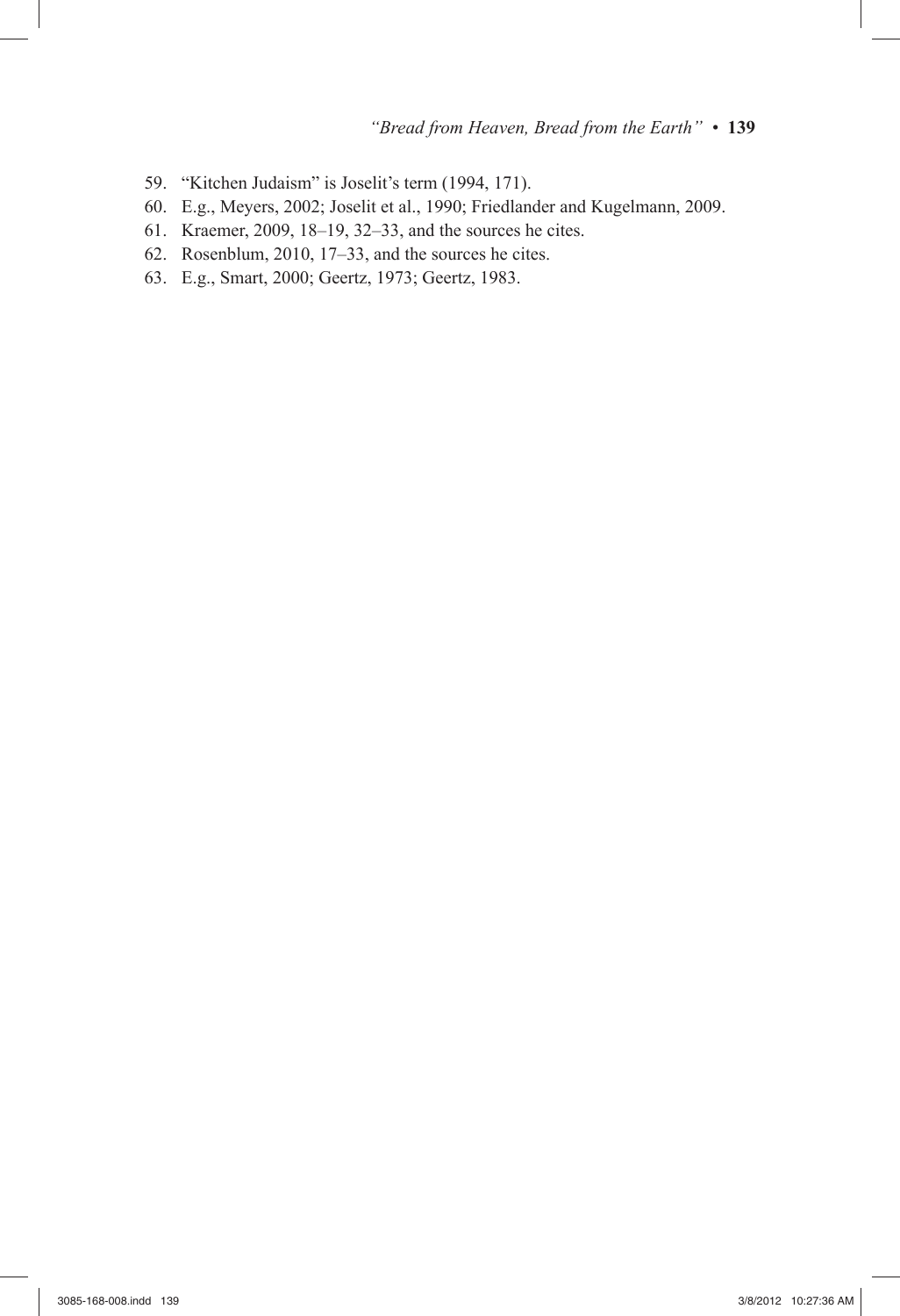59. "Kitchen Judaism" is Joselit's term (1994, 171).
60. E.g., Meyers, 2002; Joselit et al., 1990; Friedlander and Kugelmann, 2009.
61. Kraemer, 2009, 18–19, 32–33, and the sources he cites.
62. Rosenblum, 2010, 17–33, and the sources he cites.
63. E.g., Smart, 2000; Geertz, 1973; Geertz, 1983.